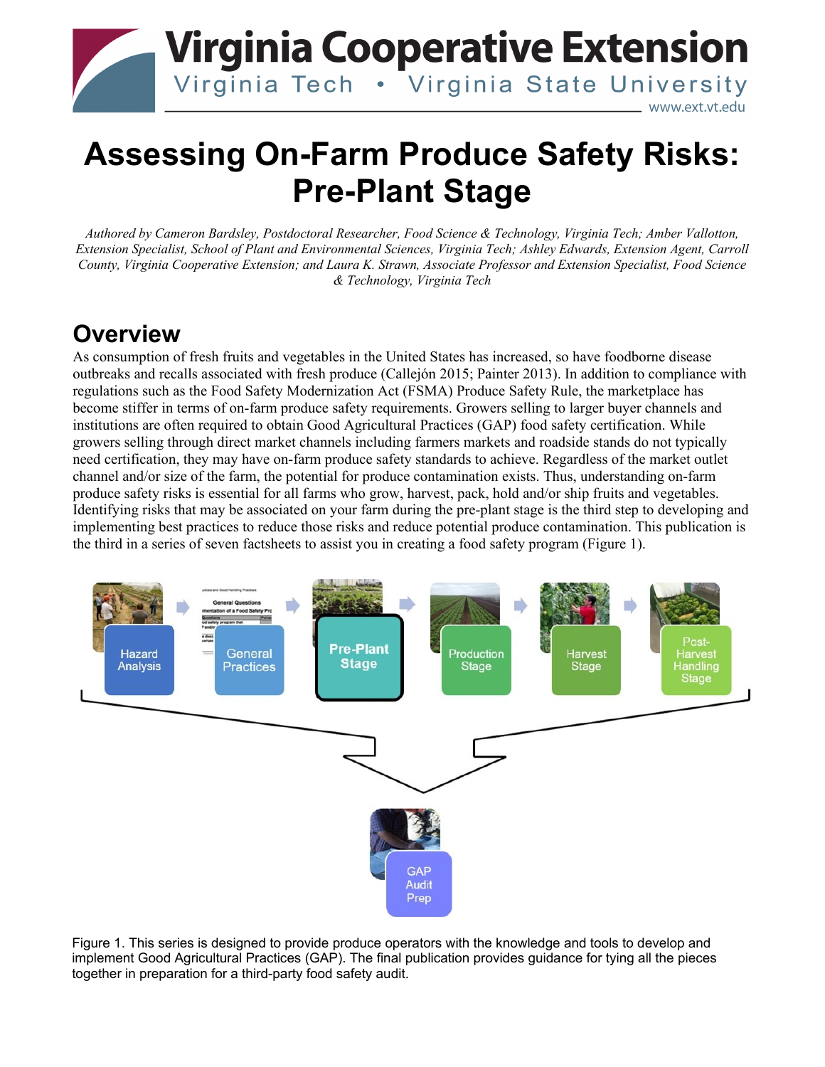# Assessing On-Farm Produce Safety Risks: Pre-Plant Stage

*Authored by Cameron Bardsley, Postdoctoral Researcher, Food Science & Technology, Virginia Tech; Amber Vallotton, Extension Specialist, School of Plant and Environmental Sciences, Virginia Tech; Ashley Edwards, Extension Agent, Carroll County, Virginia Cooperative Extension; and Laura K. Strawn, Associate Professor and Extension Specialist, Food Science & Technology, Virginia Tech*

## Overview

As consumption of fresh fruits and vegetables in the United States has increased, so have foodborne disease outbreaks and recalls associated with fresh produce (Callejón 2015; Painter 2013). In addition to compliance with regulations such as the Food Safety Modernization Act (FSMA) Produce Safety Rule, the marketplace has become stiffer in terms of on-farm produce safety requirements. Growers selling to larger buyer channels and institutions are often required to obtain Good Agricultural Practices (GAP) food safety certification. While growers selling through direct market channels including farmers markets and roadside stands do not typically need certification, they may have on-farm produce safety standards to achieve. Regardless of the market outlet channel and/or size of the farm, the potential for produce contamination exists. Thus, understanding on-farm produce safety risks is essential for all farms who grow, harvest, pack, hold and/or ship fruits and vegetables. Identifying risks that may be associated on your farm during the pre-plant stage is the third step to developing and implementing best practices to reduce those risks and reduce potential produce contamination. This publication is the third in a series of seven factsheets to assist you in creating a food safety program (Figure 1).

Hazard Analysis → General Practices → Pre-Plant Stage → Production Stage → Harvest Stage → Post-Harvest Handling Stage → GAP Audit Prep

Figure 1. This series is designed to provide produce operators with the knowledge and tools to develop and implement Good Agricultural Practices (GAP). The final publication provides guidance for tying all the pieces together in preparation for a third-party food safety audit.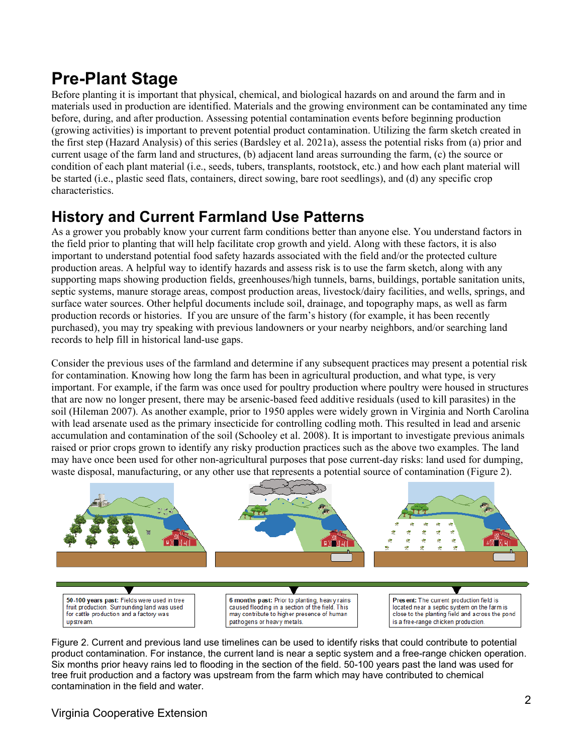# Pre-Plant Stage

Before planting it is important that physical, chemical, and biological hazards on and around the farm and in materials used in production are identified. Materials and the growing environment can be contaminated any time before, during, and after production. Assessing potential contamination events before beginning production (growing activities) is important to prevent potential product contamination. Utilizing the farm sketch created in the first step (Hazard Analysis) of this series (Bardsley et al. 2021a), assess the potential risks from (a) prior and current usage of the farm land and structures, (b) adjacent land areas surrounding the farm, (c) the source or condition of each plant material (i.e., seeds, tubers, transplants, rootstock, etc.) and how each plant material will be started (i.e., plastic seed flats, containers, direct sowing, bare root seedlings), and (d) any specific crop characteristics.

## History and Current Farmland Use Patterns

As a grower you probably know your current farm conditions better than anyone else. You understand factors in the field prior to planting that will help facilitate crop growth and yield. Along with these factors, it is also important to understand potential food safety hazards associated with the field and/or the protected culture production areas. A helpful way to identify hazards and assess risk is to use the farm sketch, along with any supporting maps showing production fields, greenhouses/high tunnels, barns, buildings, portable sanitation units, septic systems, manure storage areas, compost production areas, livestock/dairy facilities, and wells, springs, and surface water sources. Other helpful documents include soil, drainage, and topography maps, as well as farm production records or histories. If you are unsure of the farm's history (for example, it has been recently purchased), you may try speaking with previous landowners or your nearby neighbors, and/or searching land records to help fill in historical land-use gaps.

Consider the previous uses of the farmland and determine if any subsequent practices may present a potential risk for contamination. Knowing how long the farm has been in agricultural production, and what type, is very important. For example, if the farm was once used for poultry production where poultry were housed in structures that are now no longer present, there may be arsenic-based feed additive residuals (used to kill parasites) in the soil (Hileman 2007). As another example, prior to 1950 apples were widely grown in Virginia and North Carolina with lead arsenate used as the primary insecticide for controlling codling moth. This resulted in lead and arsenic accumulation and contamination of the soil (Schooley et al. 2008). It is important to investigate previous animals raised or prior crops grown to identify any risky production practices such as the above two examples. The land may have once been used for other non-agricultural purposes that pose current-day risks: land used for dumping, waste disposal, manufacturing, or any other use that represents a potential source of contamination (Figure 2).

**50-100 years past:** Fields were used in tree fruit production. Surrounding land was used for cattle production and a factory was upstream.

**6 months past:** Prior to planting, heavy rains caused flooding in a section of the field. This may contribute to higher presence of human pathogens or heavy metals.

**Present:** The current production field is located near a septic system on the farm is close to the planting field and across the pond is a free-range chicken production.

Figure 2. Current and previous land use timelines can be used to identify risks that could contribute to potential product contamination. For instance, the current land is near a septic system and a free-range chicken operation. Six months prior heavy rains led to flooding in the section of the field. 50-100 years past the land was used for tree fruit production and a factory was upstream from the farm which may have contributed to chemical contamination in the field and water.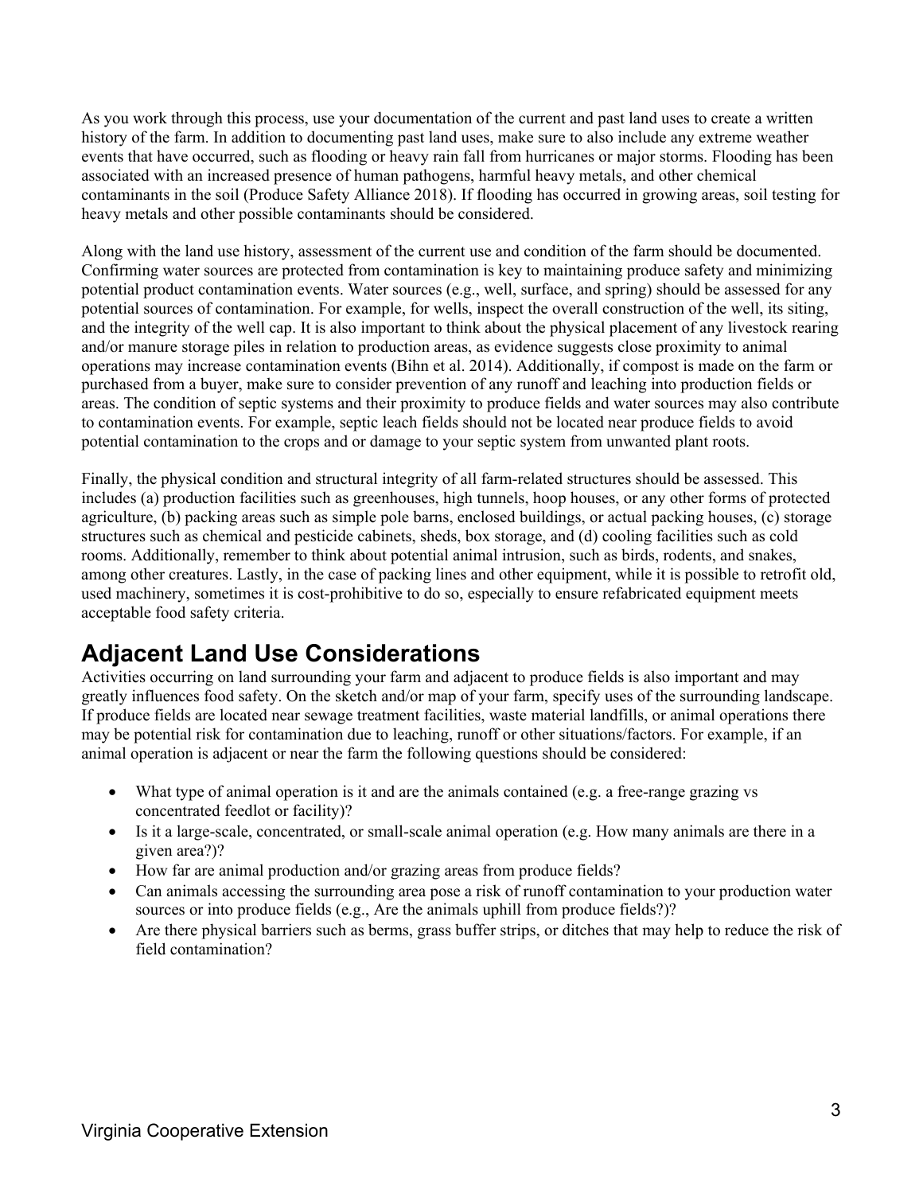As you work through this process, use your documentation of the current and past land uses to create a written history of the farm. In addition to documenting past land uses, make sure to also include any extreme weather events that have occurred, such as flooding or heavy rain fall from hurricanes or major storms. Flooding has been associated with an increased presence of human pathogens, harmful heavy metals, and other chemical contaminants in the soil (Produce Safety Alliance 2018). If flooding has occurred in growing areas, soil testing for heavy metals and other possible contaminants should be considered.

Along with the land use history, assessment of the current use and condition of the farm should be documented. Confirming water sources are protected from contamination is key to maintaining produce safety and minimizing potential product contamination events. Water sources (e.g., well, surface, and spring) should be assessed for any potential sources of contamination. For example, for wells, inspect the overall construction of the well, its siting, and the integrity of the well cap. It is also important to think about the physical placement of any livestock rearing and/or manure storage piles in relation to production areas, as evidence suggests close proximity to animal operations may increase contamination events (Bihn et al. 2014). Additionally, if compost is made on the farm or purchased from a buyer, make sure to consider prevention of any runoff and leaching into production fields or areas. The condition of septic systems and their proximity to produce fields and water sources may also contribute to contamination events. For example, septic leach fields should not be located near produce fields to avoid potential contamination to the crops and or damage to your septic system from unwanted plant roots.

Finally, the physical condition and structural integrity of all farm-related structures should be assessed. This includes (a) production facilities such as greenhouses, high tunnels, hoop houses, or any other forms of protected agriculture, (b) packing areas such as simple pole barns, enclosed buildings, or actual packing houses, (c) storage structures such as chemical and pesticide cabinets, sheds, box storage, and (d) cooling facilities such as cold rooms. Additionally, remember to think about potential animal intrusion, such as birds, rodents, and snakes, among other creatures. Lastly, in the case of packing lines and other equipment, while it is possible to retrofit old, used machinery, sometimes it is cost-prohibitive to do so, especially to ensure refabricated equipment meets acceptable food safety criteria.

## Adjacent Land Use Considerations

Activities occurring on land surrounding your farm and adjacent to produce fields is also important and may greatly influences food safety. On the sketch and/or map of your farm, specify uses of the surrounding landscape. If produce fields are located near sewage treatment facilities, waste material landfills, or animal operations there may be potential risk for contamination due to leaching, runoff or other situations/factors. For example, if an animal operation is adjacent or near the farm the following questions should be considered:

- What type of animal operation is it and are the animals contained (e.g. a free-range grazing vs concentrated feedlot or facility)?
- Is it a large-scale, concentrated, or small-scale animal operation (e.g. How many animals are there in a given area?)?
- How far are animal production and/or grazing areas from produce fields?
- Can animals accessing the surrounding area pose a risk of runoff contamination to your production water sources or into produce fields (e.g., Are the animals uphill from produce fields?)?
- Are there physical barriers such as berms, grass buffer strips, or ditches that may help to reduce the risk of field contamination?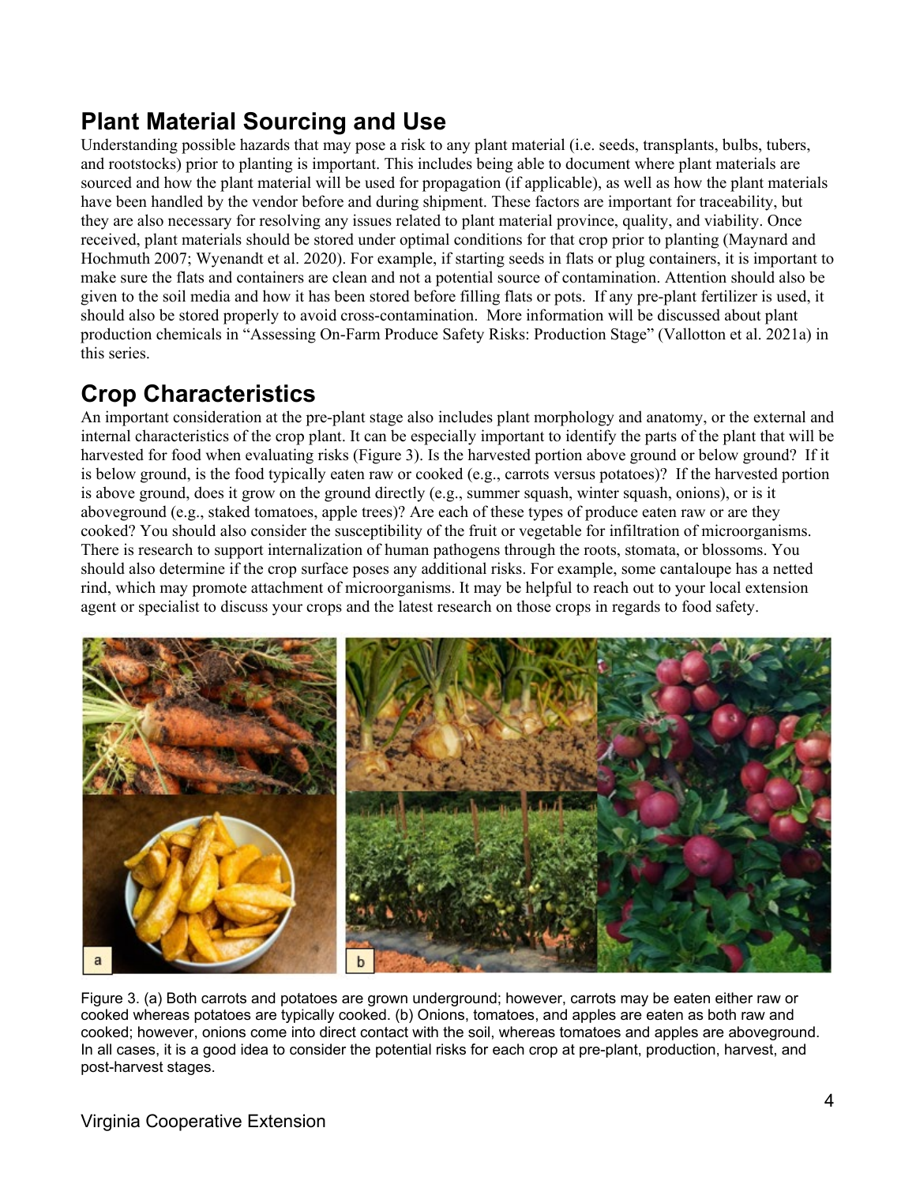## Plant Material Sourcing and Use

Understanding possible hazards that may pose a risk to any plant material (i.e. seeds, transplants, bulbs, tubers, and rootstocks) prior to planting is important. This includes being able to document where plant materials are sourced and how the plant material will be used for propagation (if applicable), as well as how the plant materials have been handled by the vendor before and during shipment. These factors are important for traceability, but they are also necessary for resolving any issues related to plant material province, quality, and viability. Once received, plant materials should be stored under optimal conditions for that crop prior to planting (Maynard and Hochmuth 2007; Wyenandt et al. 2020). For example, if starting seeds in flats or plug containers, it is important to make sure the flats and containers are clean and not a potential source of contamination. Attention should also be given to the soil media and how it has been stored before filling flats or pots. If any pre-plant fertilizer is used, it should also be stored properly to avoid cross-contamination. More information will be discussed about plant production chemicals in "Assessing On-Farm Produce Safety Risks: Production Stage" (Vallotton et al. 2021a) in this series.

## Crop Characteristics

An important consideration at the pre-plant stage also includes plant morphology and anatomy, or the external and internal characteristics of the crop plant. It can be especially important to identify the parts of the plant that will be harvested for food when evaluating risks (Figure 3). Is the harvested portion above ground or below ground? If it is below ground, is the food typically eaten raw or cooked (e.g., carrots versus potatoes)? If the harvested portion is above ground, does it grow on the ground directly (e.g., summer squash, winter squash, onions), or is it aboveground (e.g., staked tomatoes, apple trees)? Are each of these types of produce eaten raw or are they cooked? You should also consider the susceptibility of the fruit or vegetable for infiltration of microorganisms. There is research to support internalization of human pathogens through the roots, stomata, or blossoms. You should also determine if the crop surface poses any additional risks. For example, some cantaloupe has a netted rind, which may promote attachment of microorganisms. It may be helpful to reach out to your local extension agent or specialist to discuss your crops and the latest research on those crops in regards to food safety.

Figure 3. (a) Both carrots and potatoes are grown underground; however, carrots may be eaten either raw or cooked whereas potatoes are typically cooked. (b) Onions, tomatoes, and apples are eaten as both raw and cooked; however, onions come into direct contact with the soil, whereas tomatoes and apples are aboveground. In all cases, it is a good idea to consider the potential risks for each crop at pre-plant, production, harvest, and post-harvest stages.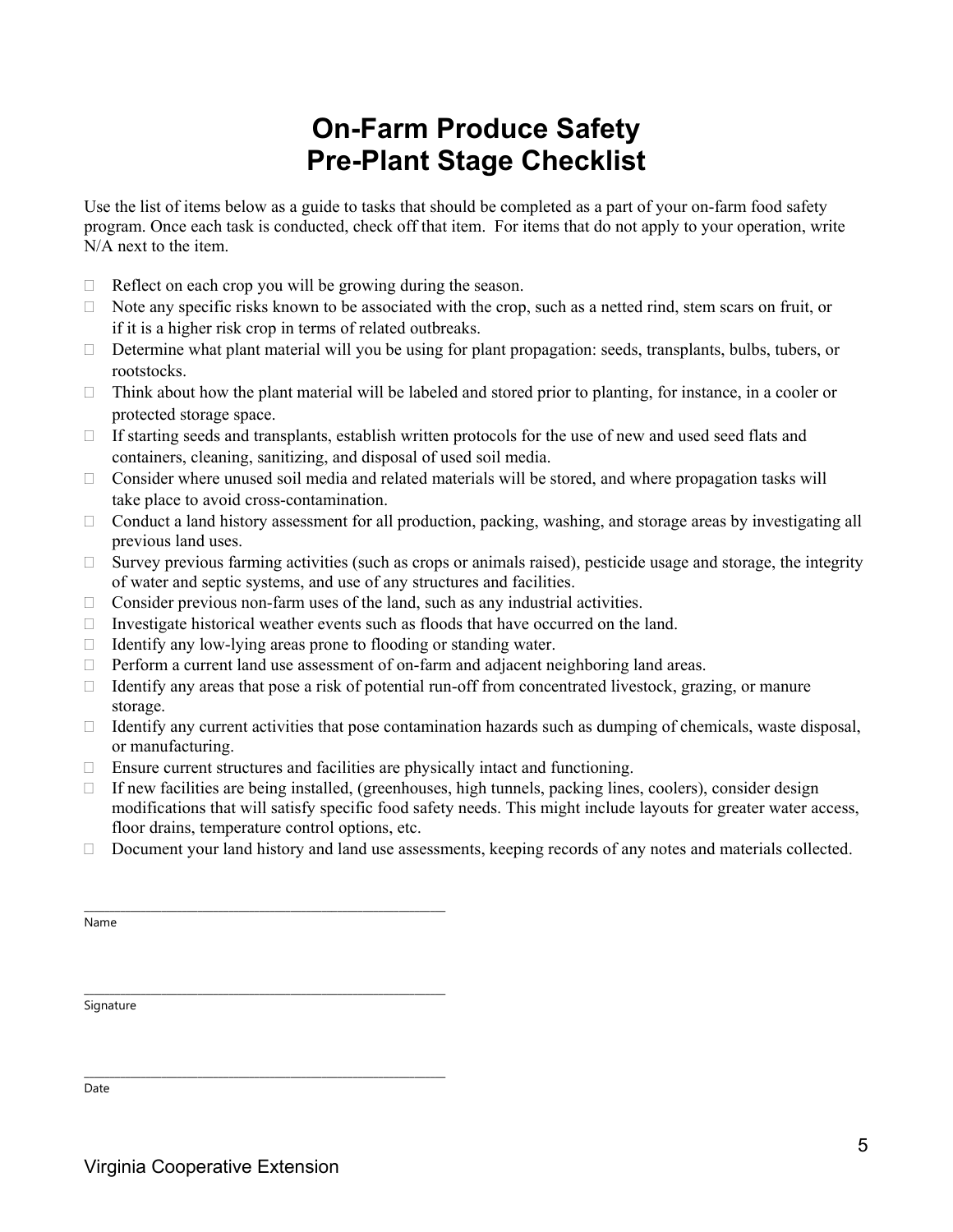# On-Farm Produce Safety
# Pre-Plant Stage Checklist

Use the list of items below as a guide to tasks that should be completed as a part of your on-farm food safety program. Once each task is conducted, check off that item. For items that do not apply to your operation, write N/A next to the item.

- ☐ Reflect on each crop you will be growing during the season.
- ☐ Note any specific risks known to be associated with the crop, such as a netted rind, stem scars on fruit, or if it is a higher risk crop in terms of related outbreaks.
- ☐ Determine what plant material will you be using for plant propagation: seeds, transplants, bulbs, tubers, or rootstocks.
- ☐ Think about how the plant material will be labeled and stored prior to planting, for instance, in a cooler or protected storage space.
- ☐ If starting seeds and transplants, establish written protocols for the use of new and used seed flats and containers, cleaning, sanitizing, and disposal of used soil media.
- ☐ Consider where unused soil media and related materials will be stored, and where propagation tasks will take place to avoid cross-contamination.
- ☐ Conduct a land history assessment for all production, packing, washing, and storage areas by investigating all previous land uses.
- ☐ Survey previous farming activities (such as crops or animals raised), pesticide usage and storage, the integrity of water and septic systems, and use of any structures and facilities.
- ☐ Consider previous non-farm uses of the land, such as any industrial activities.
- ☐ Investigate historical weather events such as floods that have occurred on the land.
- ☐ Identify any low-lying areas prone to flooding or standing water.
- ☐ Perform a current land use assessment of on-farm and adjacent neighboring land areas.
- ☐ Identify any areas that pose a risk of potential run-off from concentrated livestock, grazing, or manure storage.
- ☐ Identify any current activities that pose contamination hazards such as dumping of chemicals, waste disposal, or manufacturing.
- ☐ Ensure current structures and facilities are physically intact and functioning.
- ☐ If new facilities are being installed, (greenhouses, high tunnels, packing lines, coolers), consider design modifications that will satisfy specific food safety needs. This might include layouts for greater water access, floor drains, temperature control options, etc.
- ☐ Document your land history and land use assessments, keeping records of any notes and materials collected.

\_\_\_\_\_\_\_\_\_\_\_\_\_\_\_\_\_\_\_\_\_\_\_\_\_\_\_\_\_\_\_\_\_\_\_\_\_\_\_\_\_\_\_\_

Name

\_\_\_\_\_\_\_\_\_\_\_\_\_\_\_\_\_\_\_\_\_\_\_\_\_\_\_\_\_\_\_\_\_\_\_\_\_\_\_\_\_\_\_\_

Signature

\_\_\_\_\_\_\_\_\_\_\_\_\_\_\_\_\_\_\_\_\_\_\_\_\_\_\_\_\_\_\_\_\_\_\_\_\_\_\_\_\_\_\_\_

Date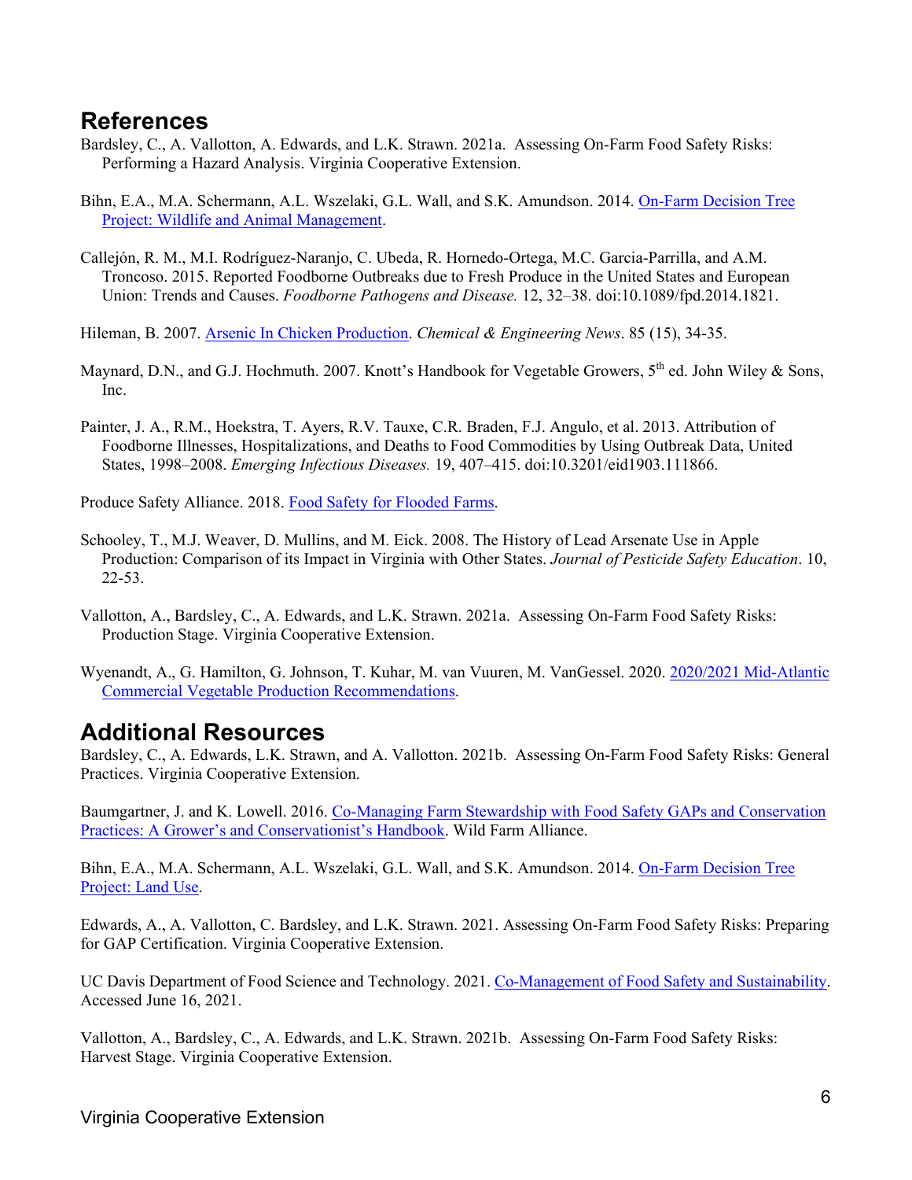## References

Bardsley, C., A. Vallotton, A. Edwards, and L.K. Strawn. 2021a. Assessing On-Farm Food Safety Risks: Performing a Hazard Analysis. Virginia Cooperative Extension.

Bihn, E.A., M.A. Schermann, A.L. Wszelaki, G.L. Wall, and S.K. Amundson. 2014. On-Farm Decision Tree Project: Wildlife and Animal Management.

Callejón, R. M., M.I. Rodríguez-Naranjo, C. Ubeda, R. Hornedo-Ortega, M.C. Garcia-Parrilla, and A.M. Troncoso. 2015. Reported Foodborne Outbreaks due to Fresh Produce in the United States and European Union: Trends and Causes. *Foodborne Pathogens and Disease.* 12, 32–38. doi:10.1089/fpd.2014.1821.

Hileman, B. 2007. Arsenic In Chicken Production. *Chemical & Engineering News*. 85 (15), 34-35.

Maynard, D.N., and G.J. Hochmuth. 2007. Knott's Handbook for Vegetable Growers, 5th ed. John Wiley & Sons, Inc.

Painter, J. A., R.M., Hoekstra, T. Ayers, R.V. Tauxe, C.R. Braden, F.J. Angulo, et al. 2013. Attribution of Foodborne Illnesses, Hospitalizations, and Deaths to Food Commodities by Using Outbreak Data, United States, 1998–2008. *Emerging Infectious Diseases.* 19, 407–415. doi:10.3201/eid1903.111866.

Produce Safety Alliance. 2018. Food Safety for Flooded Farms.

Schooley, T., M.J. Weaver, D. Mullins, and M. Eick. 2008. The History of Lead Arsenate Use in Apple Production: Comparison of its Impact in Virginia with Other States. *Journal of Pesticide Safety Education*. 10, 22-53.

Vallotton, A., Bardsley, C., A. Edwards, and L.K. Strawn. 2021a. Assessing On-Farm Food Safety Risks: Production Stage. Virginia Cooperative Extension.

Wyenandt, A., G. Hamilton, G. Johnson, T. Kuhar, M. van Vuuren, M. VanGessel. 2020. 2020/2021 Mid-Atlantic Commercial Vegetable Production Recommendations.

## Additional Resources

Bardsley, C., A. Edwards, L.K. Strawn, and A. Vallotton. 2021b. Assessing On-Farm Food Safety Risks: General Practices. Virginia Cooperative Extension.

Baumgartner, J. and K. Lowell. 2016. Co-Managing Farm Stewardship with Food Safety GAPs and Conservation Practices: A Grower's and Conservationist's Handbook. Wild Farm Alliance.

Bihn, E.A., M.A. Schermann, A.L. Wszelaki, G.L. Wall, and S.K. Amundson. 2014. On-Farm Decision Tree Project: Land Use.

Edwards, A., A. Vallotton, C. Bardsley, and L.K. Strawn. 2021. Assessing On-Farm Food Safety Risks: Preparing for GAP Certification. Virginia Cooperative Extension.

UC Davis Department of Food Science and Technology. 2021. Co-Management of Food Safety and Sustainability. Accessed June 16, 2021.

Vallotton, A., Bardsley, C., A. Edwards, and L.K. Strawn. 2021b. Assessing On-Farm Food Safety Risks: Harvest Stage. Virginia Cooperative Extension.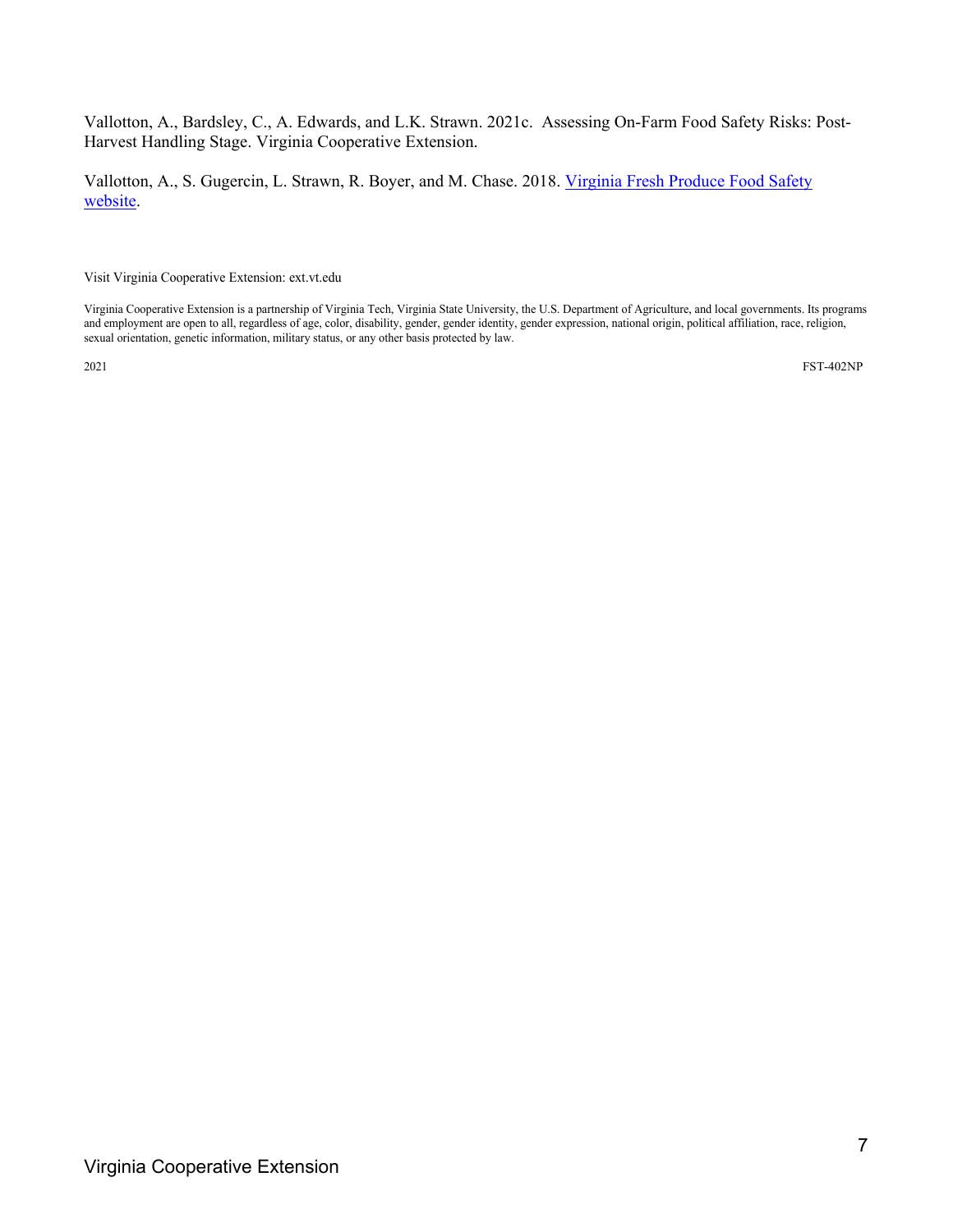Vallotton, A., Bardsley, C., A. Edwards, and L.K. Strawn. 2021c. Assessing On-Farm Food Safety Risks: Post-Harvest Handling Stage. Virginia Cooperative Extension.

Vallotton, A., S. Gugercin, L. Strawn, R. Boyer, and M. Chase. 2018. Virginia Fresh Produce Food Safety website.

Visit Virginia Cooperative Extension: ext.vt.edu

Virginia Cooperative Extension is a partnership of Virginia Tech, Virginia State University, the U.S. Department of Agriculture, and local governments. Its programs and employment are open to all, regardless of age, color, disability, gender, gender identity, gender expression, national origin, political affiliation, race, religion, sexual orientation, genetic information, military status, or any other basis protected by law.

2021 FST-402NP